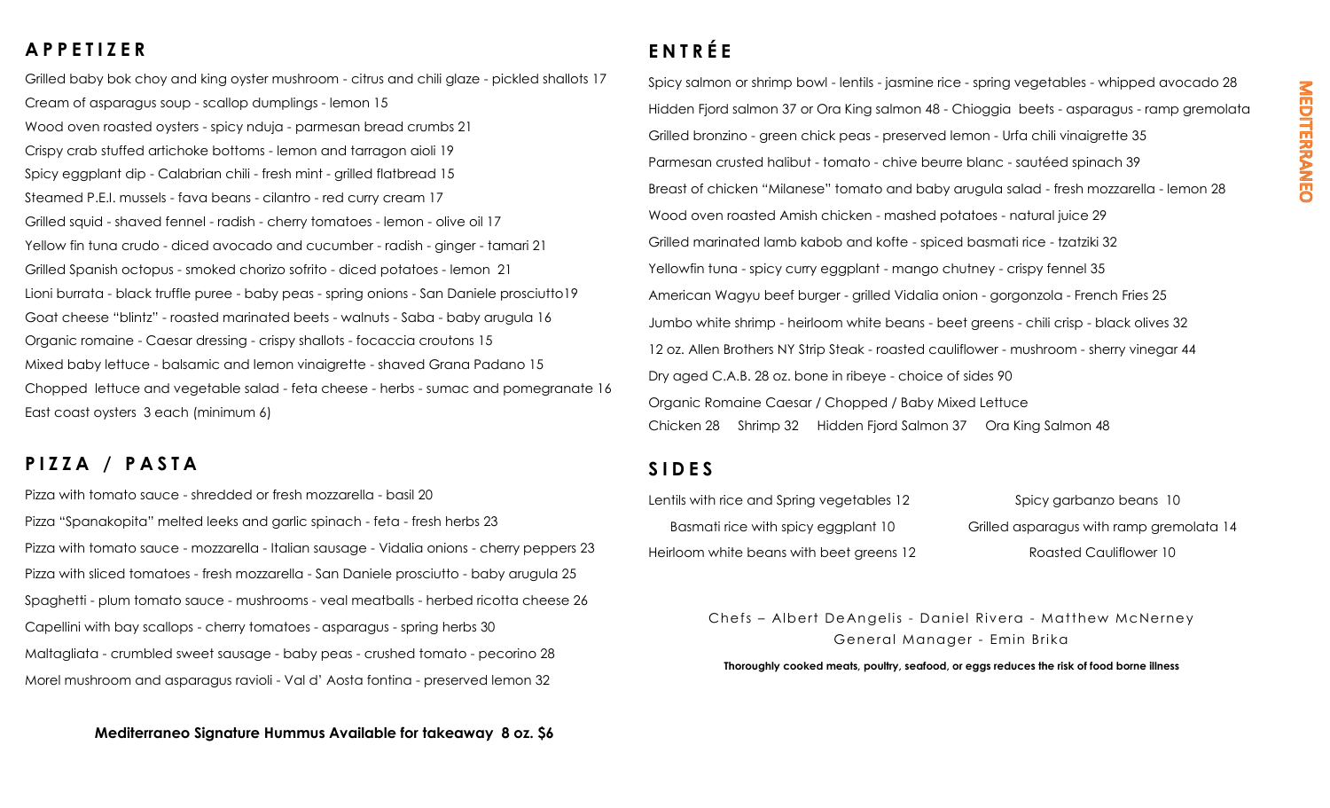## APPETIZER

Grilled baby bok choy and king oyster mushroom - citrus and chili glaze - pickled shallots 17

Cream of asparagus soup - scallop dumplings - lemon 15

Wood oven roasted oysters - spicy nduja - parmesan bread crumbs 21

Crispy crab stuffed artichoke bottoms - lemon and tarragon aioli 19

Spicy eggplant dip - Calabrian chili - fresh mint - grilled flatbread 15

Steamed P.E.I. mussels - fava beans - cilantro - red curry cream 17

Grilled squid - shaved fennel - radish - cherry tomatoes - lemon - olive oil 17

Yellow fin tuna crudo - diced avocado and cucumber - radish - ginger - tamari 21

Grilled Spanish octopus - smoked chorizo sofrito - diced potatoes - lemon 21

Lioni burrata - black truffle puree - baby peas - spring onions - San Daniele prosciutto19

Goat cheese "blintz" - roasted marinated beets - walnuts - Saba - baby arugula 16

Organic romaine - Caesar dressing - crispy shallots - focaccia croutons 15

Mixed baby lettuce - balsamic and lemon vinaigrette - shaved Grana Padano 15

Chopped lettuce and vegetable salad - feta cheese - herbs - sumac and pomegranate 16

East coast oysters 3 each (minimum 6)

## PIZZA / PASTA

Pizza with tomato sauce - shredded or fresh mozzarella - basil 20

Pizza "Spanakopita" melted leeks and garlic spinach - feta - fresh herbs 23

Pizza with tomato sauce - mozzarella - Italian sausage - Vidalia onions - cherry peppers 23

Pizza with sliced tomatoes - fresh mozzarella - San Daniele prosciutto - baby arugula 25

Spaghetti - plum tomato sauce - mushrooms - veal meatballs - herbed ricotta cheese 26

Capellini with bay scallops - cherry tomatoes - asparagus - spring herbs 30

Maltagliata - crumbled sweet sausage - baby peas - crushed tomato - pecorino 28

Morel mushroom and asparagus ravioli - Val d' Aosta fontina - preserved lemon 32

**Mediterraneo Signature Hummus Available for takeaway 8 oz. $6**

## ENTRÉE

Spicy salmon or shrimp bowl - lentils - jasmine rice - spring vegetables - whipped avocado 28

Hidden Fjord salmon 37 or Ora King salmon 48 - Chioggia beets - asparagus - ramp gremolata

Grilled bronzino - green chick peas - preserved lemon - Urfa chili vinaigrette 35

Parmesan crusted halibut - tomato - chive beurre blanc - sautéed spinach 39

Breast of chicken "Milanese" tomato and baby arugula salad - fresh mozzarella - lemon 28

Wood oven roasted Amish chicken - mashed potatoes - natural juice 29

Grilled marinated lamb kabob and kofte - spiced basmati rice - tzatziki 32

Yellowfin tuna - spicy curry eggplant - mango chutney - crispy fennel 35

American Wagyu beef burger - grilled Vidalia onion - gorgonzola - French Fries 25

Jumbo white shrimp - heirloom white beans - beet greens - chili crisp - black olives 32

12 oz. Allen Brothers NY Strip Steak - roasted cauliflower - mushroom - sherry vinegar 44

Dry aged C.A.B. 28 oz. bone in ribeye - choice of sides 90

Organic Romaine Caesar / Chopped / Baby Mixed Lettuce

Chicken 28 Shrimp 32 Hidden Fjord Salmon 37 Ora King Salmon 48

## SIDES

Lentils with rice and Spring vegetables 12

Spicy garbanzo beans 10

Basmati rice with spicy eggplant 10

Grilled asparagus with ramp gremolata 14

Heirloom white beans with beet greens 12

Roasted Cauliflower 10

Chefs – Albert DeAngelis - Daniel Rivera - Matthew McNerney

General Manager - Emin Brika

**Thoroughly cooked meats, poultry, seafood, or eggs reduces the risk of food borne illness**

MEDITERRANEO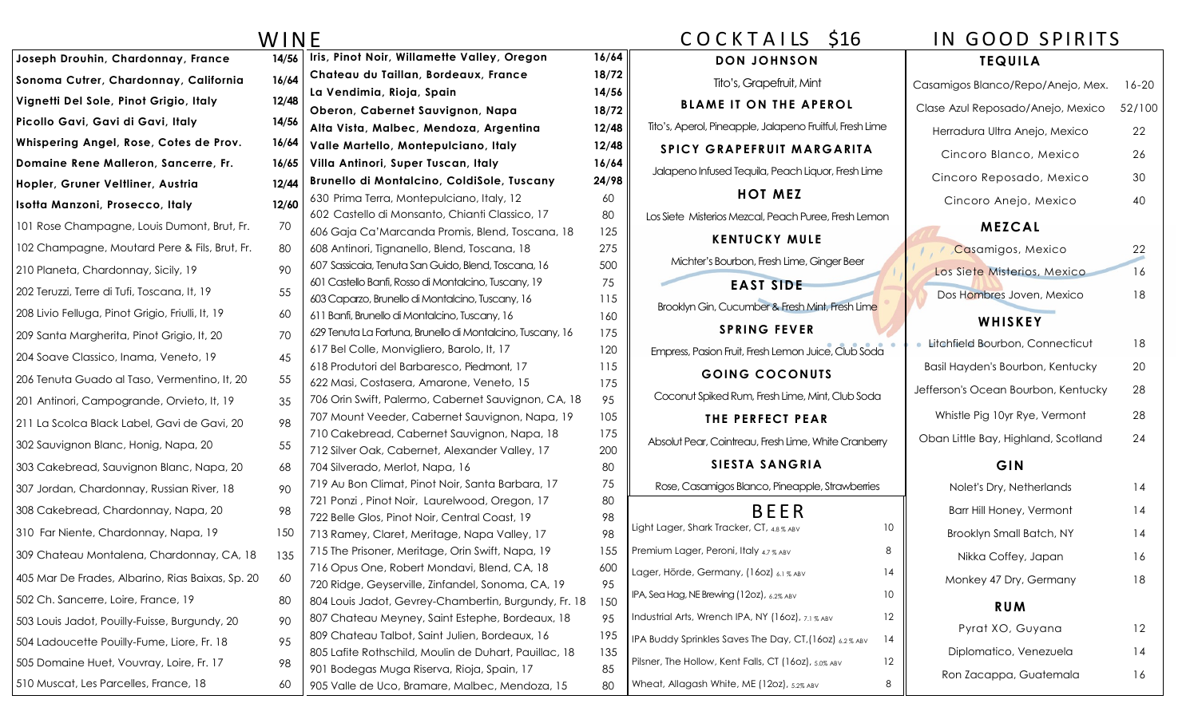# WINE

| | |
|---|---|
| **Joseph Drouhin, Chardonnay, France** | **14/56** |
| **Sonoma Cutrer, Chardonnay, California** | **16/64** |
| **Vignetti Del Sole, Pinot Grigio, Italy** | **12/48** |
| **Picollo Gavi, Gavi di Gavi, Italy** | **14/56** |
| **Whispering Angel, Rose, Cotes de Prov.** | **16/64** |
| **Domaine Rene Malleron, Sancerre, Fr.** | **16/65** |
| **Hopler, Gruner Veltliner, Austria** | **12/44** |
| **Isotta Manzoni, Prosecco, Italy** | **12/60** |
| 101 Rose Champagne, Louis Dumont, Brut, Fr. | 70 |
| 102 Champagne, Moutard Pere & Fils, Brut, Fr. | 80 |
| 210 Planeta, Chardonnay, Sicily, 19 | 90 |
| 202 Teruzzi, Terre di Tufi, Toscana, It, 19 | 55 |
| 208 Livio Felluga, Pinot Grigio, Friulli, It, 19 | 60 |
| 209 Santa Margherita, Pinot Grigio, It, 20 | 70 |
| 204 Soave Classico, Inama, Veneto, 19 | 45 |
| 206 Tenuta Guado al Taso, Vermentino, It, 20 | 55 |
| 201 Antinori, Campogrande, Orvieto, It, 19 | 35 |
| 211 La Scolca Black Label, Gavi de Gavi, 20 | 98 |
| 302 Sauvignon Blanc, Honig, Napa, 20 | 55 |
| 303 Cakebread, Sauvignon Blanc, Napa, 20 | 68 |
| 307 Jordan, Chardonnay, Russian River, 18 | 90 |
| 308 Cakebread, Chardonnay, Napa, 20 | 98 |
| 310 Far Niente, Chardonnay, Napa, 19 | 150 |
| 309 Chateau Montalena, Chardonnay, CA, 18 | 135 |
| 405 Mar De Frades, Albarino, Rias Baixas, Sp. 20 | 60 |
| 502 Ch. Sancerre, Loire, France, 19 | 80 |
| 503 Louis Jadot, Pouilly-Fuisse, Burgundy, 20 | 90 |
| 504 Ladoucette Pouilly-Fume, Liore, Fr. 18 | 95 |
| 505 Domaine Huet, Vouvray, Loire, Fr. 17 | 98 |
| 510 Muscat, Les Parcelles, France, 18 | 60 |
| **Iris, Pinot Noir, Willamette Valley, Oregon** | **16/64** |
| **Chateau du Taillan, Bordeaux, France** | **18/72** |
| **La Vendimia, Rioja, Spain** | **14/56** |
| **Oberon, Cabernet Sauvignon, Napa** | **18/72** |
| **Alta Vista, Malbec, Mendoza, Argentina** | **12/48** |
| **Valle Martello, Montepulciano, Italy** | **12/48** |
| **Villa Antinori, Super Tuscan, Italy** | **16/64** |
| **Brunello di Montalcino, ColdiSole, Tuscany** | **24/98** |
| 630 Prima Terra, Montepulciano, Italy, 12 | 60 |
| 602 Castello di Monsanto, Chianti Classico, 17 | 80 |
| 606 Gaja Ca'Marcanda Promis, Blend, Toscana, 18 | 125 |
| 608 Antinori, Tignanello, Blend, Toscana, 18 | 275 |
| 607 Sassicaia, Tenuta San Guido, Blend, Toscana, 16 | 500 |
| 601 Castello Banfi, Rosso di Montalcino, Tuscany, 19 | 75 |
| 603 Caparzo, Brunello di Montalcino, Tuscany, 16 | 115 |
| 611 Banfi, Brunello di Montalcino, Tuscany, 16 | 160 |
| 629 Tenuta La Fortuna, Brunello di Montalcino, Tuscany, 16 | 175 |
| 617 Bel Colle, Monvigliero, Barolo, It, 17 | 120 |
| 618 Produtori del Barbaresco, Piedmont, 17 | 115 |
| 622 Masi, Costasera, Amarone, Veneto, 15 | 175 |
| 706 Orin Swift, Palermo, Cabernet Sauvignon, CA, 18 | 95 |
| 707 Mount Veeder, Cabernet Sauvignon, Napa, 19 | 105 |
| 710 Cakebread, Cabernet Sauvignon, Napa, 18 | 175 |
| 712 Silver Oak, Cabernet, Alexander Valley, 17 | 200 |
| 704 Silverado, Merlot, Napa, 16 | 80 |
| 719 Au Bon Climat, Pinot Noir, Santa Barbara, 17 | 75 |
| 721 Ponzi , Pinot Noir, Laurelwood, Oregon, 17 | 80 |
| 722 Belle Glos, Pinot Noir, Central Coast, 19 | 98 |
| 713 Ramey, Claret, Meritage, Napa Valley, 17 | 98 |
| 715 The Prisoner, Meritage, Orin Swift, Napa, 19 | 155 |
| 716 Opus One, Robert Mondavi, Blend, CA, 18 | 600 |
| 720 Ridge, Geyserville, Zinfandel, Sonoma, CA, 19 | 95 |
| 804 Louis Jadot, Gevrey-Chambertin, Burgundy, Fr. 18 | 150 |
| 807 Chateau Meyney, Saint Estephe, Bordeaux, 18 | 95 |
| 809 Chateau Talbot, Saint Julien, Bordeaux, 16 | 195 |
| 805 Lafite Rothschild, Moulin de Duhart, Pauillac, 18 | 135 |
| 901 Bodegas Muga Riserva, Rioja, Spain, 17 | 85 |
| 905 Valle de Uco, Bramare, Malbec, Mendoza, 15 | 80 |

# COCKTAILS $16

**DON JOHNSON**
Tito's, Grapefruit, Mint

**BLAME IT ON THE APEROL**
Tito's, Aperol, Pineapple, Jalapeno Fruitful, Fresh Lime

**SPICY GRAPEFRUIT MARGARITA**
Jalapeno Infused Tequila, Peach Liquor, Fresh Lime

**HOT MEZ**
Los Siete Misterios Mezcal, Peach Puree, Fresh Lemon

**KENTUCKY MULE**
Michter's Bourbon, Fresh Lime, Ginger Beer

**EAST SIDE**
Brooklyn Gin, Cucumber & Fresh Mint, Fresh Lime

**SPRING FEVER**
Empress, Pasion Fruit, Fresh Lemon Juice, Club Soda

**GOING COCONUTS**
Coconut Spiked Rum, Fresh Lime, Mint, Club Soda

**THE PERFECT PEAR**
Absolut Pear, Cointreau, Fresh Lime, White Cranberry

**SIESTA SANGRIA**
Rose, Casamigos Blanco, Pineapple, Strawberries

# BEER

| | |
|---|---|
| Light Lager, Shark Tracker, CT, 4.8% ABV | 10 |
| Premium Lager, Peroni, Italy 4.7% ABV | 8 |
| Lager, Hörde, Germany, (16oz) 6.1% ABV | 14 |
| IPA, Sea Hag, NE Brewing (12oz), 6.2% ABV | 10 |
| Industrial Arts, Wrench IPA, NY (16oz), 7.1% ABV | 12 |
| IPA Buddy Sprinkles Saves The Day, CT,(16oz) 6.2% ABV | 14 |
| Pilsner, The Hollow, Kent Falls, CT (16oz), 5.0% ABV | 12 |
| Wheat, Allagash White, ME (12oz), 5.2% ABV | 8 |

# IN GOOD SPIRITS

## TEQUILA

| | |
|---|---|
| Casamigos Blanco/Repo/Anejo, Mex. | 16-20 |
| Clase Azul Reposado/Anejo, Mexico | 52/100 |
| Herradura Ultra Anejo, Mexico | 22 |
| Cincoro Blanco, Mexico | 26 |
| Cincoro Reposado, Mexico | 30 |
| Cincoro Anejo, Mexico | 40 |

## MEZCAL

| | |
|---|---|
| Casamigos, Mexico | 22 |
| Los Siete Misterios, Mexico | 16 |
| Dos Hombres Joven, Mexico | 18 |

## WHISKEY

| | |
|---|---|
| Litchfield Bourbon, Connecticut | 18 |
| Basil Hayden's Bourbon, Kentucky | 20 |
| Jefferson's Ocean Bourbon, Kentucky | 28 |
| Whistle Pig 10yr Rye, Vermont | 28 |
| Oban Little Bay, Highland, Scotland | 24 |

## GIN

| | |
|---|---|
| Nolet's Dry, Netherlands | 14 |
| Barr Hill Honey, Vermont | 14 |
| Brooklyn Small Batch, NY | 14 |
| Nikka Coffey, Japan | 16 |
| Monkey 47 Dry, Germany | 18 |

## RUM

| | |
|---|---|
| Pyrat XO, Guyana | 12 |
| Diplomatico, Venezuela | 14 |
| Ron Zacappa, Guatemala | 16 |